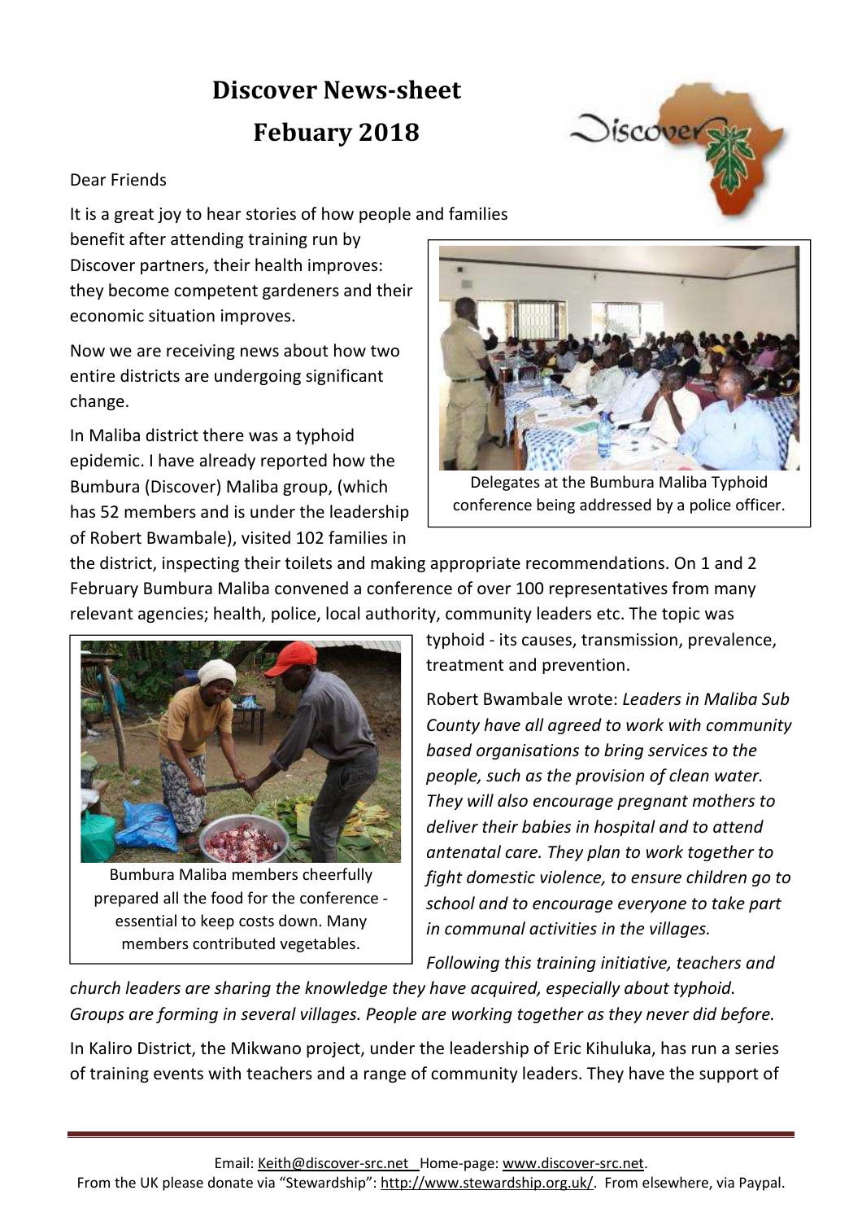# Discover News-sheet

# Febuary 2018

Dear Friends

It is a great joy to hear stories of how people and families benefit after attending training run by Discover partners, their health improves: they become competent gardeners and their economic situation improves.

Now we are receiving news about how two entire districts are undergoing significant change.

In Maliba district there was a typhoid epidemic. I have already reported how the Bumbura (Discover) Maliba group, (which has 52 members and is under the leadership of Robert Bwambale), visited 102 families in the district, inspecting their toilets and making appropriate recommendations. On 1 and 2 February Bumbura Maliba convened a conference of over 100 representatives from many relevant agencies; health, police, local authority, community leaders etc. The topic was typhoid - its causes, transmission, prevalence, treatment and prevention.

Delegates at the Bumbura Maliba Typhoid conference being addressed by a police officer.

Bumbura Maliba members cheerfully prepared all the food for the conference - essential to keep costs down. Many members contributed vegetables.

Robert Bwambale wrote: *Leaders in Maliba Sub County have all agreed to work with community based organisations to bring services to the people, such as the provision of clean water. They will also encourage pregnant mothers to deliver their babies in hospital and to attend antenatal care. They plan to work together to fight domestic violence, to ensure children go to school and to encourage everyone to take part in communal activities in the villages.*

*Following this training initiative, teachers and church leaders are sharing the knowledge they have acquired, especially about typhoid. Groups are forming in several villages. People are working together as they never did before.*

In Kaliro District, the Mikwano project, under the leadership of Eric Kihuluka, has run a series of training events with teachers and a range of community leaders. They have the support of

Email: Keith@discover-src.net Home-page: www.discover-src.net.
From the UK please donate via "Stewardship": http://www.stewardship.org.uk/. From elsewhere, via Paypal.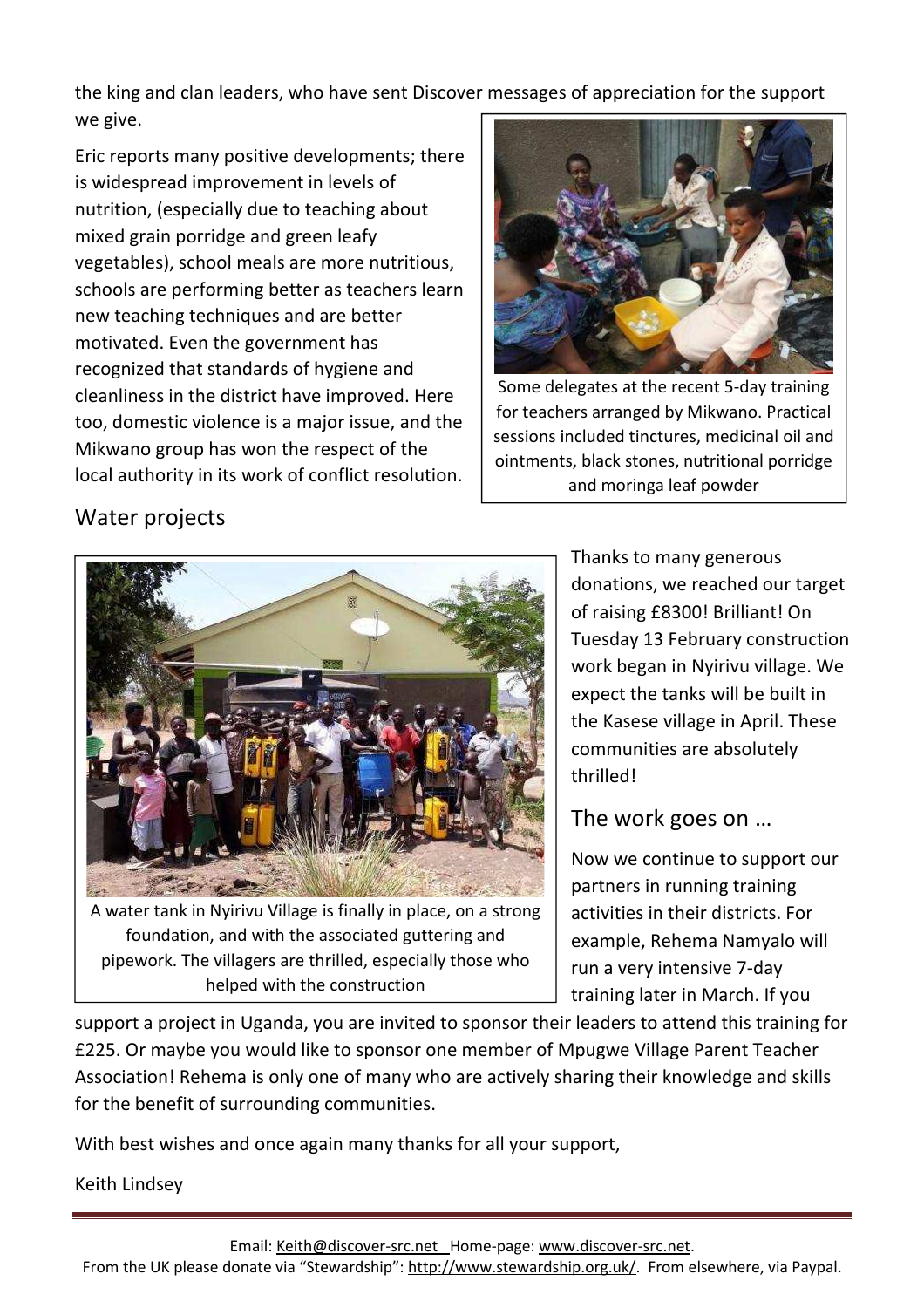the king and clan leaders, who have sent Discover messages of appreciation for the support we give.

Eric reports many positive developments; there is widespread improvement in levels of nutrition, (especially due to teaching about mixed grain porridge and green leafy vegetables), school meals are more nutritious, schools are performing better as teachers learn new teaching techniques and are better motivated. Even the government has recognized that standards of hygiene and cleanliness in the district have improved. Here too, domestic violence is a major issue, and the Mikwano group has won the respect of the local authority in its work of conflict resolution.

Some delegates at the recent 5-day training for teachers arranged by Mikwano. Practical sessions included tinctures, medicinal oil and ointments, black stones, nutritional porridge and moringa leaf powder

## Water projects

Thanks to many generous donations, we reached our target of raising £8300! Brilliant! On Tuesday 13 February construction work began in Nyirivu village. We expect the tanks will be built in the Kasese village in April. These communities are absolutely thrilled!

A water tank in Nyirivu Village is finally in place, on a strong foundation, and with the associated guttering and pipework. The villagers are thrilled, especially those who helped with the construction

## The work goes on …

Now we continue to support our partners in running training activities in their districts. For example, Rehema Namyalo will run a very intensive 7-day training later in March. If you support a project in Uganda, you are invited to sponsor their leaders to attend this training for £225. Or maybe you would like to sponsor one member of Mpugwe Village Parent Teacher Association! Rehema is only one of many who are actively sharing their knowledge and skills for the benefit of surrounding communities.

With best wishes and once again many thanks for all your support,

Keith Lindsey

Email: Keith@discover-src.net Home-page: www.discover-src.net.
From the UK please donate via "Stewardship": http://www.stewardship.org.uk/. From elsewhere, via Paypal.